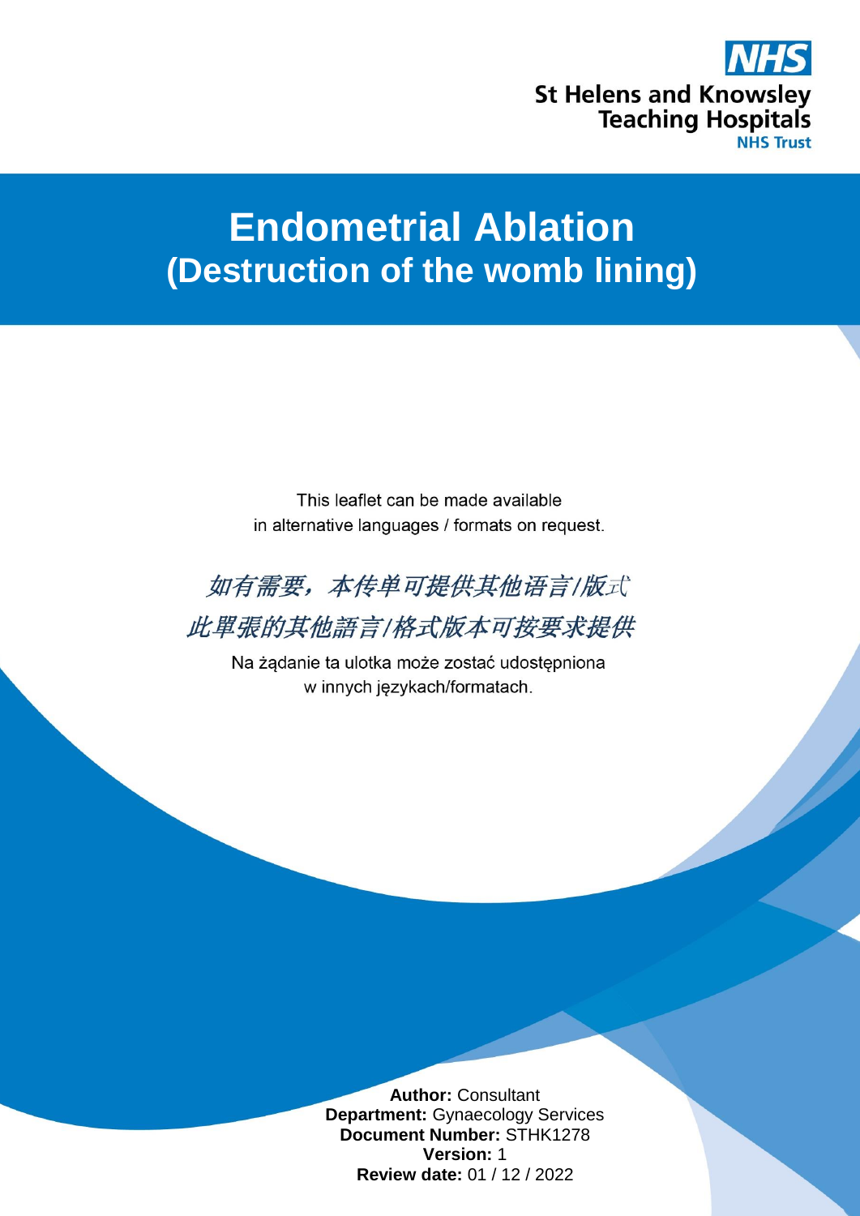St Helens and Knowsley Teaching Hospitals NHS Trust

# Endometrial Ablation
## (Destruction of the womb lining)

This leaflet can be made available in alternative languages / formats on request.

*如有需要，本传单可提供其他语言/版式*

*此單張的其他語言/格式版本可按要求提供*

Na żądanie ta ulotka może zostać udostępniona w innych językach/formatach.

**Author:** Consultant
**Department:** Gynaecology Services
**Document Number:** STHK1278
**Version:** 1
**Review date:** 01 / 12 / 2022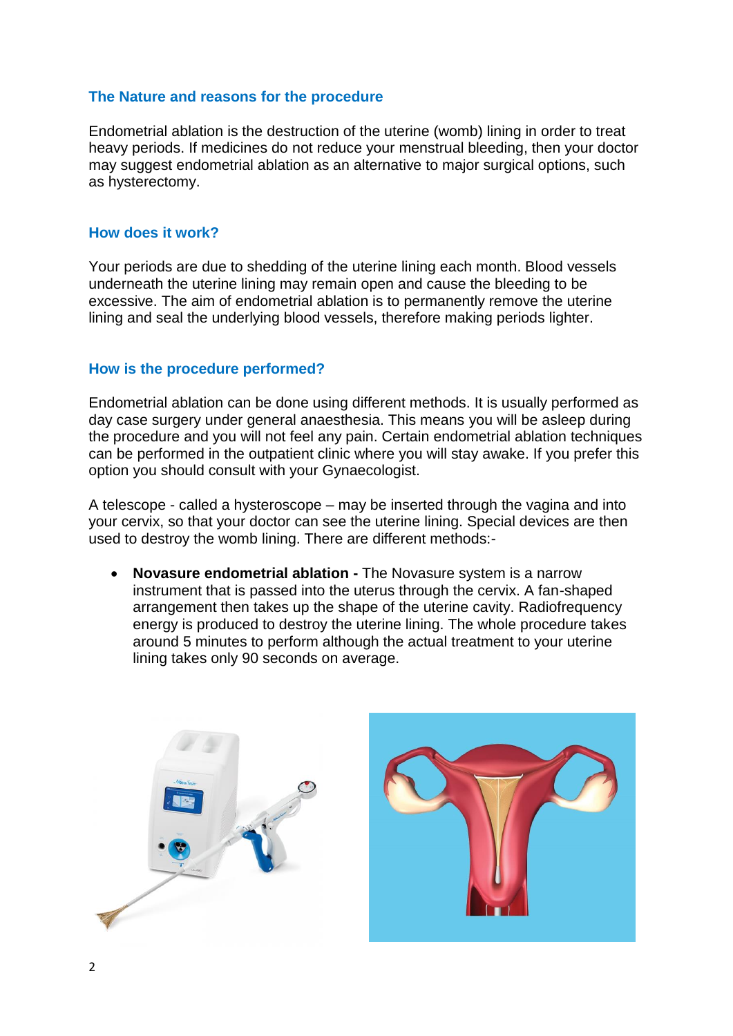## The Nature and reasons for the procedure

Endometrial ablation is the destruction of the uterine (womb) lining in order to treat heavy periods. If medicines do not reduce your menstrual bleeding, then your doctor may suggest endometrial ablation as an alternative to major surgical options, such as hysterectomy.

## How does it work?

Your periods are due to shedding of the uterine lining each month. Blood vessels underneath the uterine lining may remain open and cause the bleeding to be excessive. The aim of endometrial ablation is to permanently remove the uterine lining and seal the underlying blood vessels, therefore making periods lighter.

## How is the procedure performed?

Endometrial ablation can be done using different methods. It is usually performed as day case surgery under general anaesthesia. This means you will be asleep during the procedure and you will not feel any pain. Certain endometrial ablation techniques can be performed in the outpatient clinic where you will stay awake. If you prefer this option you should consult with your Gynaecologist.

A telescope - called a hysteroscope – may be inserted through the vagina and into your cervix, so that your doctor can see the uterine lining. Special devices are then used to destroy the womb lining. There are different methods:-

- **Novasure endometrial ablation -** The Novasure system is a narrow instrument that is passed into the uterus through the cervix. A fan-shaped arrangement then takes up the shape of the uterine cavity. Radiofrequency energy is produced to destroy the uterine lining. The whole procedure takes around 5 minutes to perform although the actual treatment to your uterine lining takes only 90 seconds on average.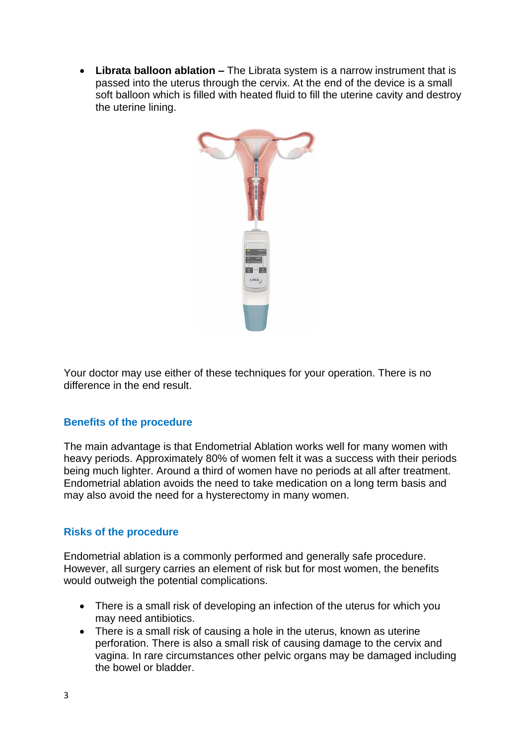- **Librata balloon ablation –** The Librata system is a narrow instrument that is passed into the uterus through the cervix. At the end of the device is a small soft balloon which is filled with heated fluid to fill the uterine cavity and destroy the uterine lining.

Your doctor may use either of these techniques for your operation. There is no difference in the end result.

## Benefits of the procedure

The main advantage is that Endometrial Ablation works well for many women with heavy periods. Approximately 80% of women felt it was a success with their periods being much lighter. Around a third of women have no periods at all after treatment. Endometrial ablation avoids the need to take medication on a long term basis and may also avoid the need for a hysterectomy in many women.

## Risks of the procedure

Endometrial ablation is a commonly performed and generally safe procedure. However, all surgery carries an element of risk but for most women, the benefits would outweigh the potential complications.

- There is a small risk of developing an infection of the uterus for which you may need antibiotics.
- There is a small risk of causing a hole in the uterus, known as uterine perforation. There is also a small risk of causing damage to the cervix and vagina. In rare circumstances other pelvic organs may be damaged including the bowel or bladder.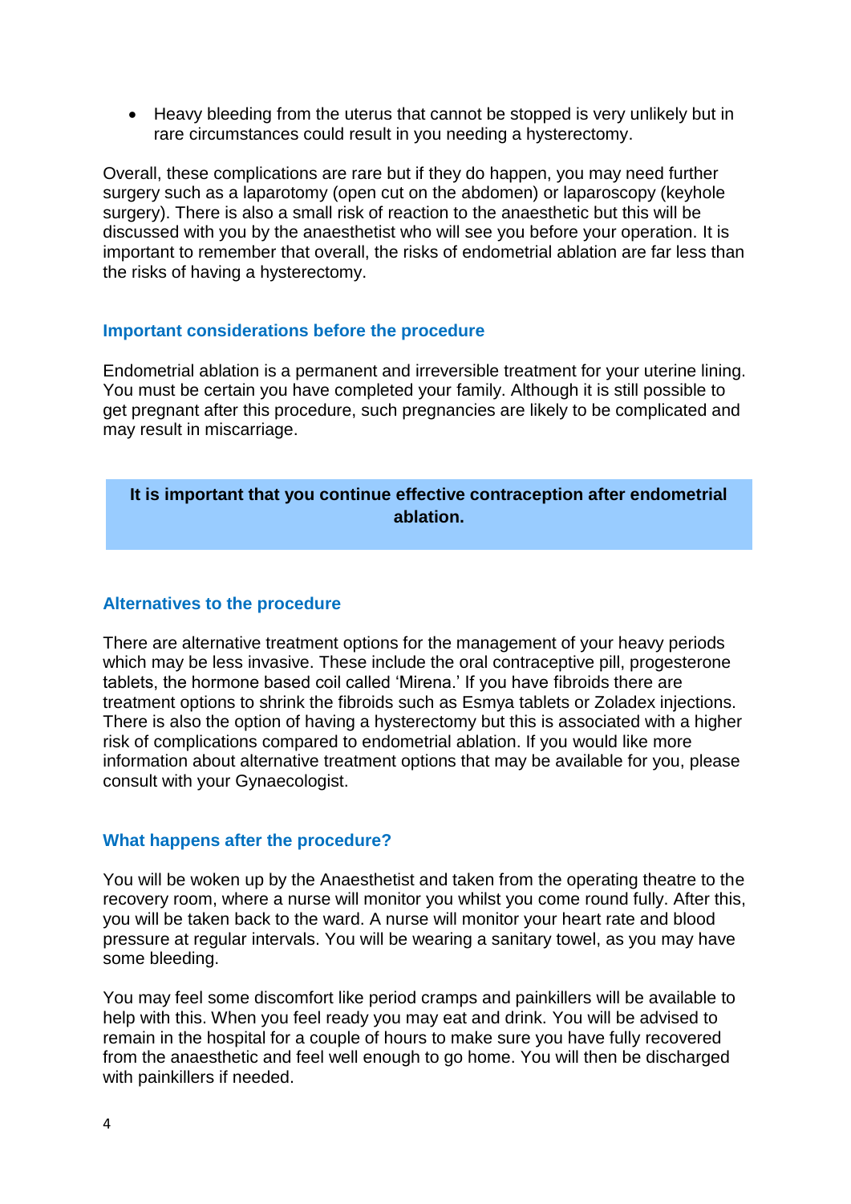- Heavy bleeding from the uterus that cannot be stopped is very unlikely but in rare circumstances could result in you needing a hysterectomy.

Overall, these complications are rare but if they do happen, you may need further surgery such as a laparotomy (open cut on the abdomen) or laparoscopy (keyhole surgery). There is also a small risk of reaction to the anaesthetic but this will be discussed with you by the anaesthetist who will see you before your operation. It is important to remember that overall, the risks of endometrial ablation are far less than the risks of having a hysterectomy.

## Important considerations before the procedure

Endometrial ablation is a permanent and irreversible treatment for your uterine lining. You must be certain you have completed your family. Although it is still possible to get pregnant after this procedure, such pregnancies are likely to be complicated and may result in miscarriage.

**It is important that you continue effective contraception after endometrial ablation.**

## Alternatives to the procedure

There are alternative treatment options for the management of your heavy periods which may be less invasive. These include the oral contraceptive pill, progesterone tablets, the hormone based coil called 'Mirena.' If you have fibroids there are treatment options to shrink the fibroids such as Esmya tablets or Zoladex injections. There is also the option of having a hysterectomy but this is associated with a higher risk of complications compared to endometrial ablation. If you would like more information about alternative treatment options that may be available for you, please consult with your Gynaecologist.

## What happens after the procedure?

You will be woken up by the Anaesthetist and taken from the operating theatre to the recovery room, where a nurse will monitor you whilst you come round fully. After this, you will be taken back to the ward. A nurse will monitor your heart rate and blood pressure at regular intervals. You will be wearing a sanitary towel, as you may have some bleeding.

You may feel some discomfort like period cramps and painkillers will be available to help with this. When you feel ready you may eat and drink. You will be advised to remain in the hospital for a couple of hours to make sure you have fully recovered from the anaesthetic and feel well enough to go home. You will then be discharged with painkillers if needed.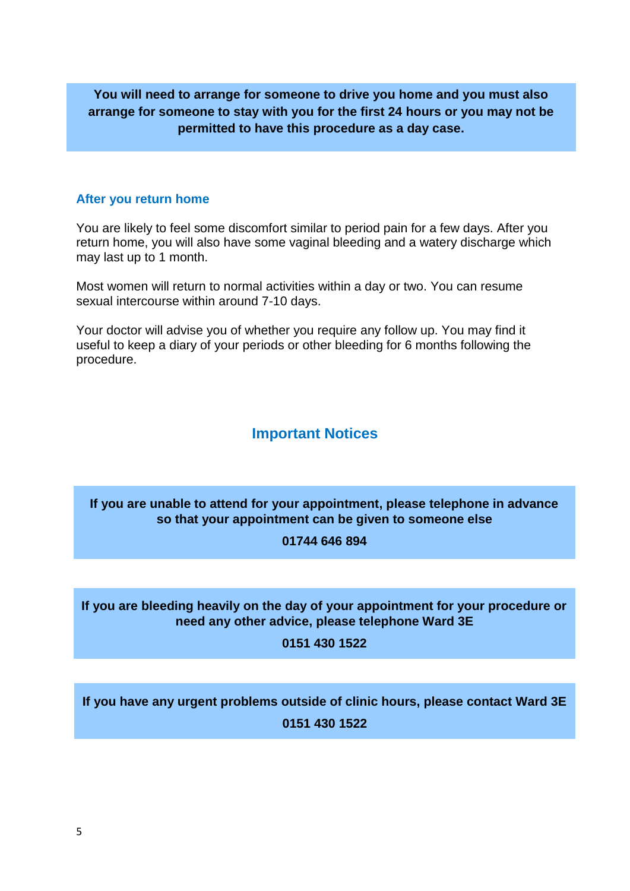**You will need to arrange for someone to drive you home and you must also arrange for someone to stay with you for the first 24 hours or you may not be permitted to have this procedure as a day case.**

### After you return home

You are likely to feel some discomfort similar to period pain for a few days. After you return home, you will also have some vaginal bleeding and a watery discharge which may last up to 1 month.

Most women will return to normal activities within a day or two. You can resume sexual intercourse within around 7-10 days.

Your doctor will advise you of whether you require any follow up. You may find it useful to keep a diary of your periods or other bleeding for 6 months following the procedure.

## Important Notices

**If you are unable to attend for your appointment, please telephone in advance so that your appointment can be given to someone else**

**01744 646 894**

**If you are bleeding heavily on the day of your appointment for your procedure or need any other advice, please telephone Ward 3E**

**0151 430 1522**

**If you have any urgent problems outside of clinic hours, please contact Ward 3E**

**0151 430 1522**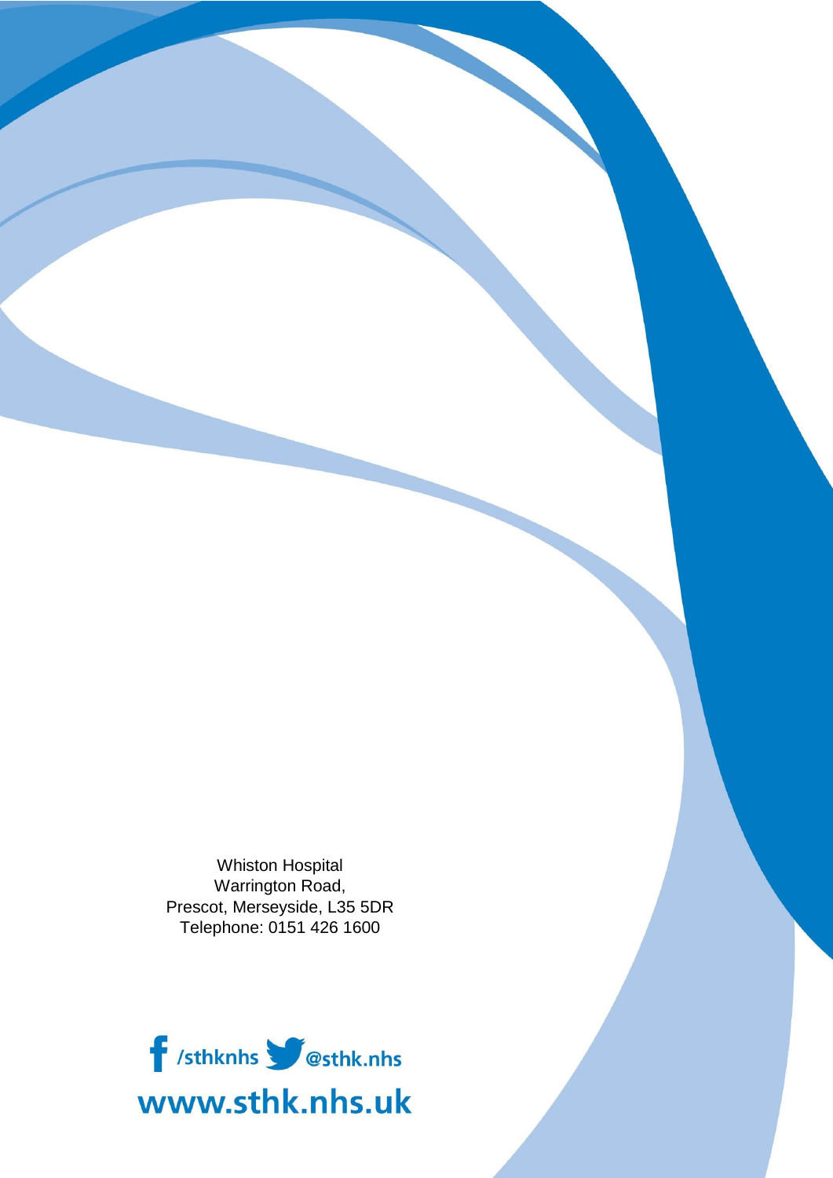Whiston Hospital
Warrington Road,
Prescot, Merseyside, L35 5DR
Telephone: 0151 426 1600

/sthknhs @sthk.nhs

www.sthk.nhs.uk